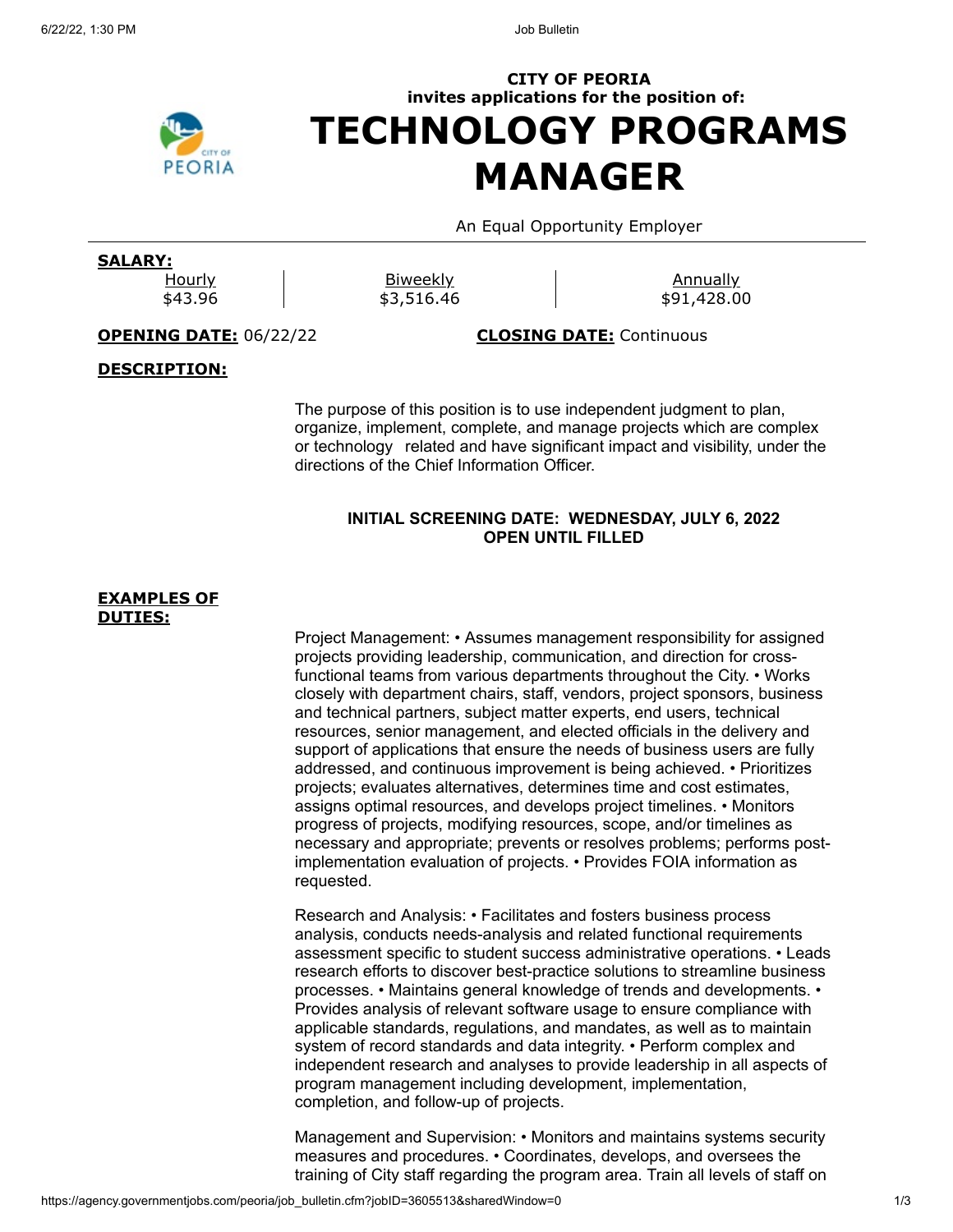**CITY OF PEORIA**
**invites applications for the position of:**

# TECHNOLOGY PROGRAMS MANAGER

An Equal Opportunity Employer

**SALARY:**

| Hourly | Biweekly | Annually |
|---|---|---|
| $43.96 | $3,516.46 | $91,428.00 |

**OPENING DATE:** 06/22/22 **CLOSING DATE:** Continuous

## DESCRIPTION:

The purpose of this position is to use independent judgment to plan, organize, implement, complete, and manage projects which are complex or technology related and have significant impact and visibility, under the directions of the Chief Information Officer.

**INITIAL SCREENING DATE: WEDNESDAY, JULY 6, 2022**
**OPEN UNTIL FILLED**

## EXAMPLES OF DUTIES:

Project Management: • Assumes management responsibility for assigned projects providing leadership, communication, and direction for cross-functional teams from various departments throughout the City. • Works closely with department chairs, staff, vendors, project sponsors, business and technical partners, subject matter experts, end users, technical resources, senior management, and elected officials in the delivery and support of applications that ensure the needs of business users are fully addressed, and continuous improvement is being achieved. • Prioritizes projects; evaluates alternatives, determines time and cost estimates, assigns optimal resources, and develops project timelines. • Monitors progress of projects, modifying resources, scope, and/or timelines as necessary and appropriate; prevents or resolves problems; performs post-implementation evaluation of projects. • Provides FOIA information as requested.

Research and Analysis: • Facilitates and fosters business process analysis, conducts needs-analysis and related functional requirements assessment specific to student success administrative operations. • Leads research efforts to discover best-practice solutions to streamline business processes. • Maintains general knowledge of trends and developments. • Provides analysis of relevant software usage to ensure compliance with applicable standards, regulations, and mandates, as well as to maintain system of record standards and data integrity. • Perform complex and independent research and analyses to provide leadership in all aspects of program management including development, implementation, completion, and follow-up of projects.

Management and Supervision: • Monitors and maintains systems security measures and procedures. • Coordinates, develops, and oversees the training of City staff regarding the program area. Train all levels of staff on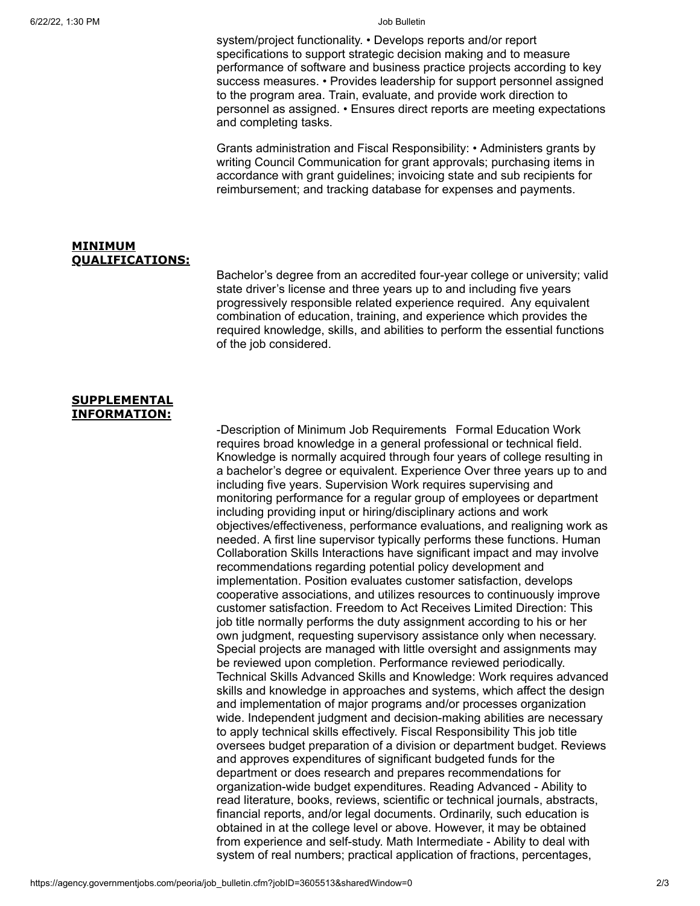system/project functionality. • Develops reports and/or report specifications to support strategic decision making and to measure performance of software and business practice projects according to key success measures. • Provides leadership for support personnel assigned to the program area. Train, evaluate, and provide work direction to personnel as assigned. • Ensures direct reports are meeting expectations and completing tasks.

Grants administration and Fiscal Responsibility: • Administers grants by writing Council Communication for grant approvals; purchasing items in accordance with grant guidelines; invoicing state and sub recipients for reimbursement; and tracking database for expenses and payments.

## MINIMUM QUALIFICATIONS:

Bachelor's degree from an accredited four-year college or university; valid state driver's license and three years up to and including five years progressively responsible related experience required. Any equivalent combination of education, training, and experience which provides the required knowledge, skills, and abilities to perform the essential functions of the job considered.

## SUPPLEMENTAL INFORMATION:

-Description of Minimum Job Requirements Formal Education Work requires broad knowledge in a general professional or technical field. Knowledge is normally acquired through four years of college resulting in a bachelor's degree or equivalent. Experience Over three years up to and including five years. Supervision Work requires supervising and monitoring performance for a regular group of employees or department including providing input or hiring/disciplinary actions and work objectives/effectiveness, performance evaluations, and realigning work as needed. A first line supervisor typically performs these functions. Human Collaboration Skills Interactions have significant impact and may involve recommendations regarding potential policy development and implementation. Position evaluates customer satisfaction, develops cooperative associations, and utilizes resources to continuously improve customer satisfaction. Freedom to Act Receives Limited Direction: This job title normally performs the duty assignment according to his or her own judgment, requesting supervisory assistance only when necessary. Special projects are managed with little oversight and assignments may be reviewed upon completion. Performance reviewed periodically. Technical Skills Advanced Skills and Knowledge: Work requires advanced skills and knowledge in approaches and systems, which affect the design and implementation of major programs and/or processes organization wide. Independent judgment and decision-making abilities are necessary to apply technical skills effectively. Fiscal Responsibility This job title oversees budget preparation of a division or department budget. Reviews and approves expenditures of significant budgeted funds for the department or does research and prepares recommendations for organization-wide budget expenditures. Reading Advanced - Ability to read literature, books, reviews, scientific or technical journals, abstracts, financial reports, and/or legal documents. Ordinarily, such education is obtained in at the college level or above. However, it may be obtained from experience and self-study. Math Intermediate - Ability to deal with system of real numbers; practical application of fractions, percentages,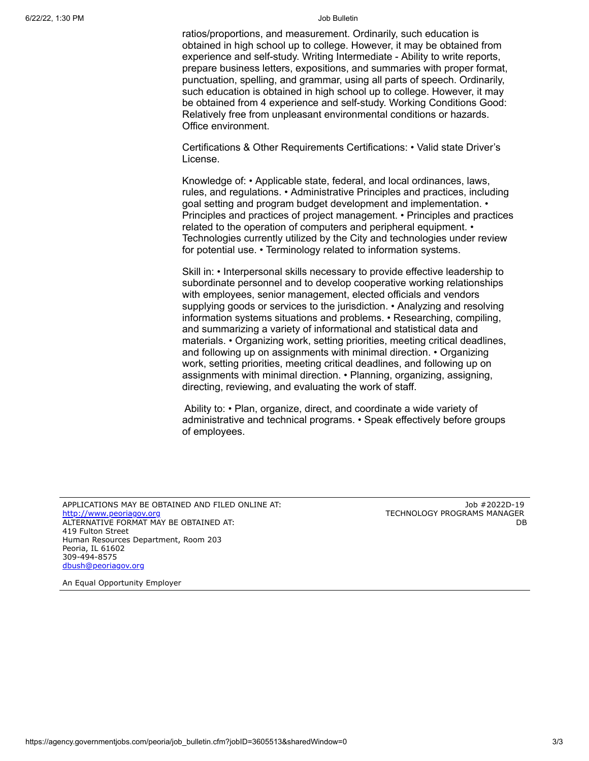ratios/proportions, and measurement. Ordinarily, such education is obtained in high school up to college. However, it may be obtained from experience and self-study. Writing Intermediate - Ability to write reports, prepare business letters, expositions, and summaries with proper format, punctuation, spelling, and grammar, using all parts of speech. Ordinarily, such education is obtained in high school up to college. However, it may be obtained from 4 experience and self-study. Working Conditions Good: Relatively free from unpleasant environmental conditions or hazards. Office environment.

Certifications & Other Requirements Certifications: • Valid state Driver's License.

Knowledge of: • Applicable state, federal, and local ordinances, laws, rules, and regulations. • Administrative Principles and practices, including goal setting and program budget development and implementation. • Principles and practices of project management. • Principles and practices related to the operation of computers and peripheral equipment. • Technologies currently utilized by the City and technologies under review for potential use. • Terminology related to information systems.

Skill in: • Interpersonal skills necessary to provide effective leadership to subordinate personnel and to develop cooperative working relationships with employees, senior management, elected officials and vendors supplying goods or services to the jurisdiction. • Analyzing and resolving information systems situations and problems. • Researching, compiling, and summarizing a variety of informational and statistical data and materials. • Organizing work, setting priorities, meeting critical deadlines, and following up on assignments with minimal direction. • Organizing work, setting priorities, meeting critical deadlines, and following up on assignments with minimal direction. • Planning, organizing, assigning, directing, reviewing, and evaluating the work of staff.

Ability to: • Plan, organize, direct, and coordinate a wide variety of administrative and technical programs. • Speak effectively before groups of employees.

---

APPLICATIONS MAY BE OBTAINED AND FILED ONLINE AT:
http://www.peoriagov.org
ALTERNATIVE FORMAT MAY BE OBTAINED AT:
419 Fulton Street
Human Resources Department, Room 203
Peoria, IL 61602
309-494-8575
dbush@peoriagov.org

Job #2022D-19
TECHNOLOGY PROGRAMS MANAGER
DB

An Equal Opportunity Employer